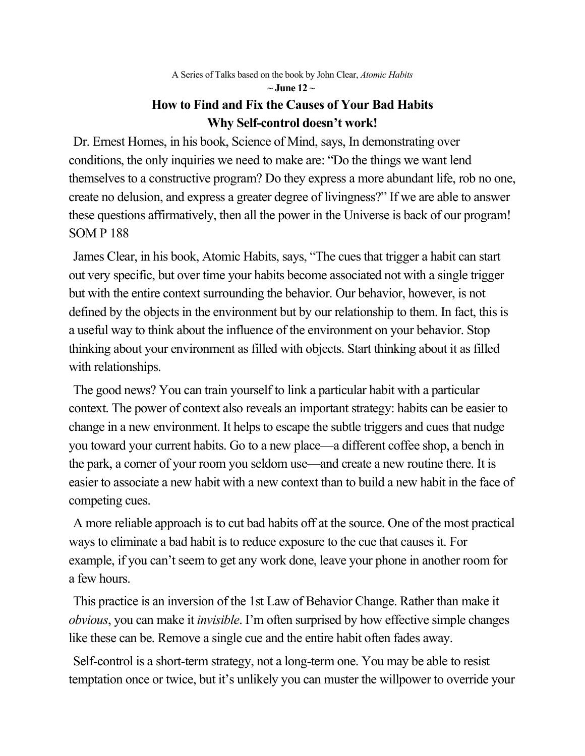A Series of Talks based on the book by John Clear, *Atomic Habits*

**~ June 12 ~**

## How to Find and Fix the Causes of Your Bad Habits
## Why Self-control doesn't work!

Dr. Ernest Homes, in his book, Science of Mind, says, In demonstrating over conditions, the only inquiries we need to make are: "Do the things we want lend themselves to a constructive program? Do they express a more abundant life, rob no one, create no delusion, and express a greater degree of livingness?" If we are able to answer these questions affirmatively, then all the power in the Universe is back of our program! SOM P 188

James Clear, in his book, Atomic Habits, says, "The cues that trigger a habit can start out very specific, but over time your habits become associated not with a single trigger but with the entire context surrounding the behavior. Our behavior, however, is not defined by the objects in the environment but by our relationship to them. In fact, this is a useful way to think about the influence of the environment on your behavior. Stop thinking about your environment as filled with objects. Start thinking about it as filled with relationships.

The good news? You can train yourself to link a particular habit with a particular context. The power of context also reveals an important strategy: habits can be easier to change in a new environment. It helps to escape the subtle triggers and cues that nudge you toward your current habits. Go to a new place—a different coffee shop, a bench in the park, a corner of your room you seldom use—and create a new routine there. It is easier to associate a new habit with a new context than to build a new habit in the face of competing cues.

A more reliable approach is to cut bad habits off at the source. One of the most practical ways to eliminate a bad habit is to reduce exposure to the cue that causes it. For example, if you can't seem to get any work done, leave your phone in another room for a few hours.

This practice is an inversion of the 1st Law of Behavior Change. Rather than make it *obvious*, you can make it *invisible*. I'm often surprised by how effective simple changes like these can be. Remove a single cue and the entire habit often fades away.

Self-control is a short-term strategy, not a long-term one. You may be able to resist temptation once or twice, but it's unlikely you can muster the willpower to override your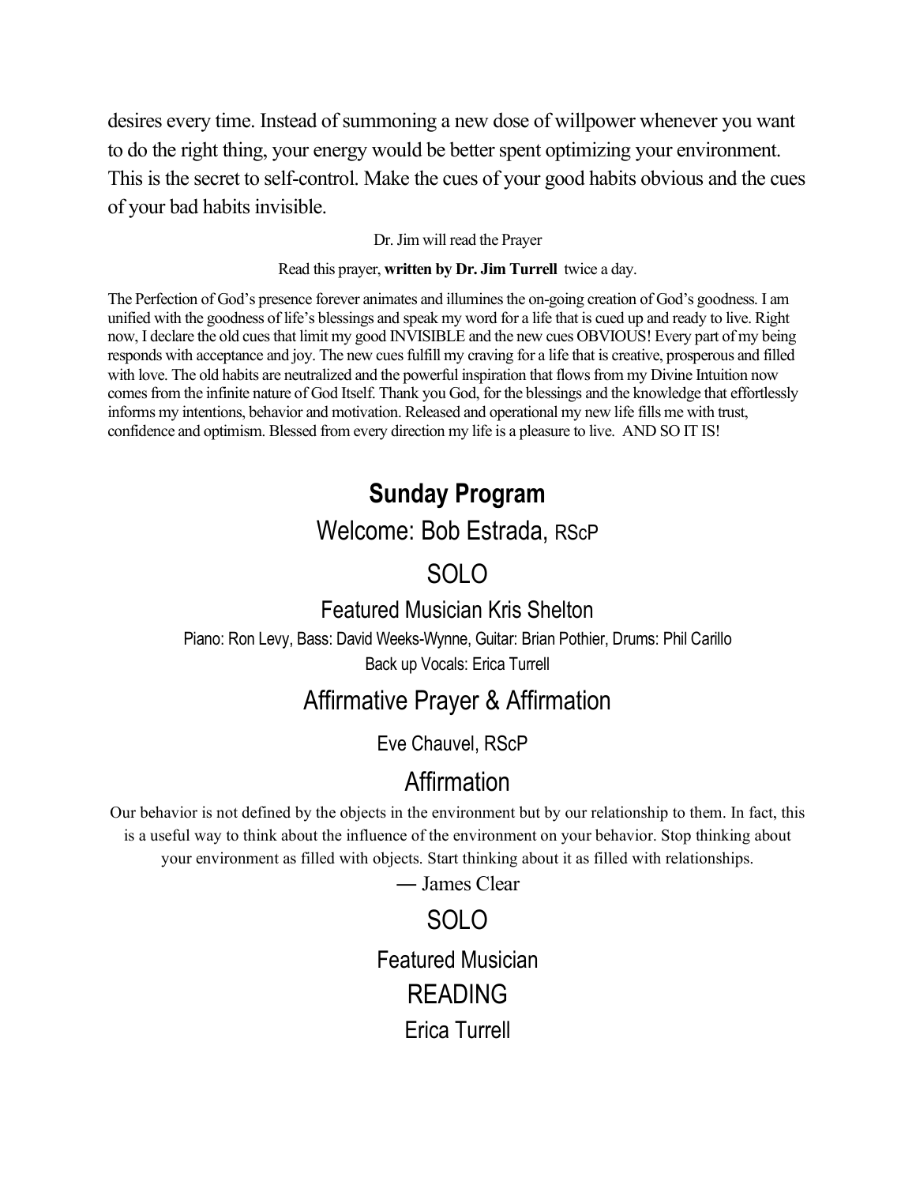desires every time. Instead of summoning a new dose of willpower whenever you want to do the right thing, your energy would be better spent optimizing your environment. This is the secret to self-control. Make the cues of your good habits obvious and the cues of your bad habits invisible.

Dr. Jim will read the Prayer

Read this prayer, **written by Dr. Jim Turrell** twice a day.

The Perfection of God's presence forever animates and illumines the on-going creation of God's goodness. I am unified with the goodness of life's blessings and speak my word for a life that is cued up and ready to live. Right now, I declare the old cues that limit my good INVISIBLE and the new cues OBVIOUS! Every part of my being responds with acceptance and joy. The new cues fulfill my craving for a life that is creative, prosperous and filled with love. The old habits are neutralized and the powerful inspiration that flows from my Divine Intuition now comes from the infinite nature of God Itself. Thank you God, for the blessings and the knowledge that effortlessly informs my intentions, behavior and motivation. Released and operational my new life fills me with trust, confidence and optimism. Blessed from every direction my life is a pleasure to live. AND SO IT IS!

## Sunday Program

Welcome: Bob Estrada, RScP

### SOLO

Featured Musician Kris Shelton

Piano: Ron Levy, Bass: David Weeks-Wynne, Guitar: Brian Pothier, Drums: Phil Carillo

Back up Vocals: Erica Turrell

### Affirmative Prayer & Affirmation

Eve Chauvel, RScP

### Affirmation

Our behavior is not defined by the objects in the environment but by our relationship to them. In fact, this is a useful way to think about the influence of the environment on your behavior. Stop thinking about your environment as filled with objects. Start thinking about it as filled with relationships.

— James Clear

### SOLO

Featured Musician

### READING

Erica Turrell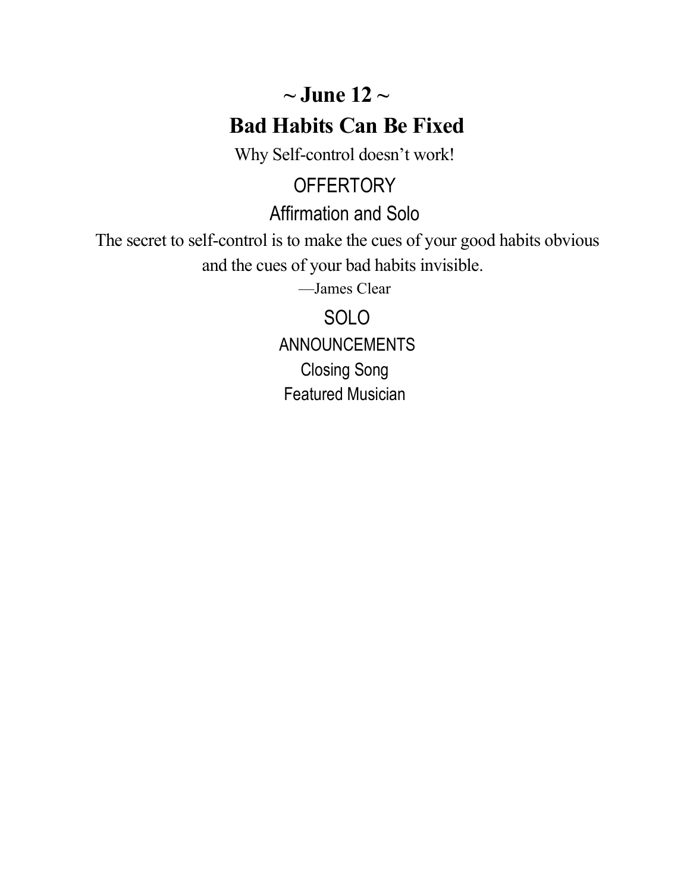## ~ June 12 ~

## Bad Habits Can Be Fixed

Why Self-control doesn't work!

OFFERTORY

Affirmation and Solo

The secret to self-control is to make the cues of your good habits obvious and the cues of your bad habits invisible.

—James Clear

SOLO

ANNOUNCEMENTS

Closing Song

Featured Musician